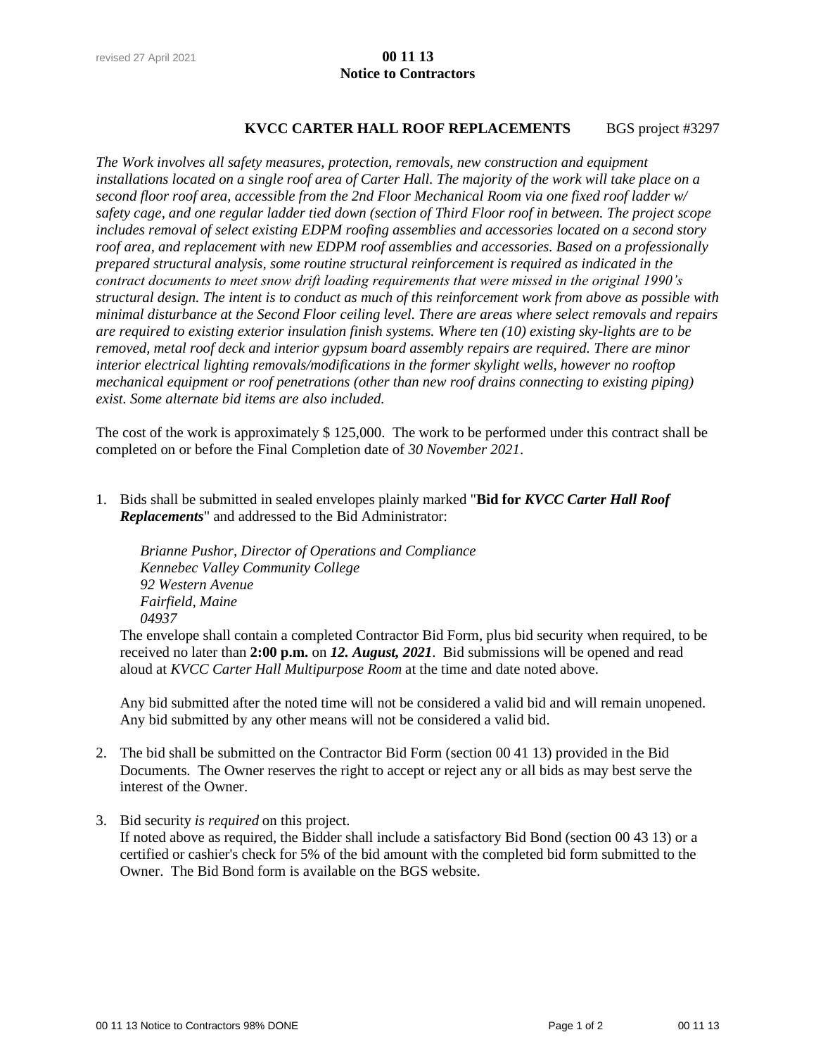revised 27 April 2021

# 00 11 13
# Notice to Contractors

**KVCC CARTER HALL ROOF REPLACEMENTS** BGS project #3297

*The Work involves all safety measures, protection, removals, new construction and equipment installations located on a single roof area of Carter Hall. The majority of the work will take place on a second floor roof area, accessible from the 2nd Floor Mechanical Room via one fixed roof ladder w/ safety cage, and one regular ladder tied down (section of Third Floor roof in between. The project scope includes removal of select existing EDPM roofing assemblies and accessories located on a second story roof area, and replacement with new EDPM roof assemblies and accessories. Based on a professionally prepared structural analysis, some routine structural reinforcement is required as indicated in the contract documents to meet snow drift loading requirements that were missed in the original 1990's structural design. The intent is to conduct as much of this reinforcement work from above as possible with minimal disturbance at the Second Floor ceiling level. There are areas where select removals and repairs are required to existing exterior insulation finish systems. Where ten (10) existing sky-lights are to be removed, metal roof deck and interior gypsum board assembly repairs are required. There are minor interior electrical lighting removals/modifications in the former skylight wells, however no rooftop mechanical equipment or roof penetrations (other than new roof drains connecting to existing piping) exist. Some alternate bid items are also included.*

The cost of the work is approximately $ 125,000. The work to be performed under this contract shall be completed on or before the Final Completion date of *30 November 2021*.

1. Bids shall be submitted in sealed envelopes plainly marked "**Bid for *KVCC Carter Hall Roof Replacements***" and addressed to the Bid Administrator:

   *Brianne Pushor, Director of Operations and Compliance*
   *Kennebec Valley Community College*
   *92 Western Avenue*
   *Fairfield, Maine*
   *04937*

   The envelope shall contain a completed Contractor Bid Form, plus bid security when required, to be received no later than **2:00 p.m.** on ***12. August, 2021***. Bid submissions will be opened and read aloud at *KVCC Carter Hall Multipurpose Room* at the time and date noted above.

   Any bid submitted after the noted time will not be considered a valid bid and will remain unopened. Any bid submitted by any other means will not be considered a valid bid.

2. The bid shall be submitted on the Contractor Bid Form (section 00 41 13) provided in the Bid Documents. The Owner reserves the right to accept or reject any or all bids as may best serve the interest of the Owner.

3. Bid security *is required* on this project.
   If noted above as required, the Bidder shall include a satisfactory Bid Bond (section 00 43 13) or a certified or cashier's check for 5% of the bid amount with the completed bid form submitted to the Owner. The Bid Bond form is available on the BGS website.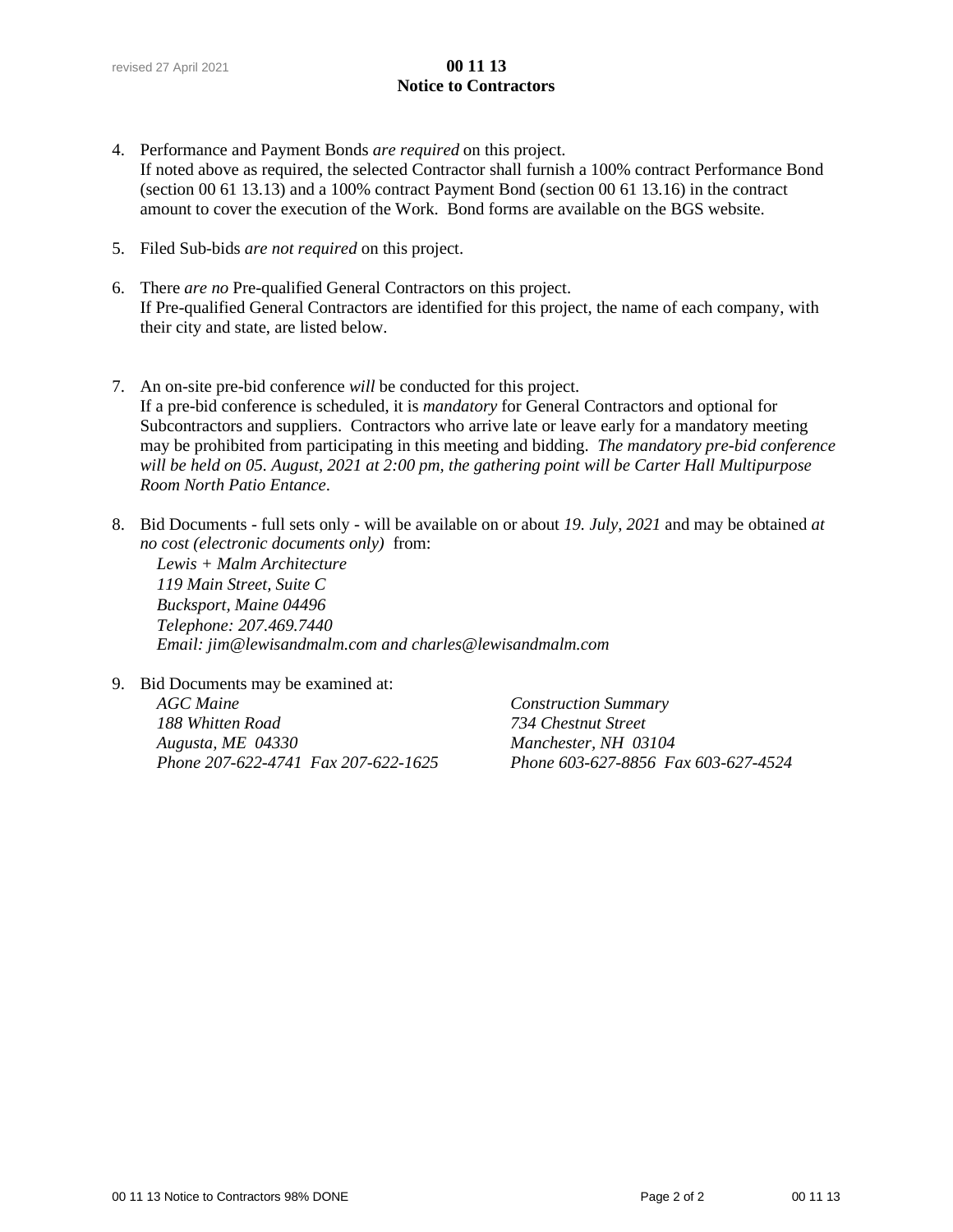4. Performance and Payment Bonds *are required* on this project.
   If noted above as required, the selected Contractor shall furnish a 100% contract Performance Bond (section 00 61 13.13) and a 100% contract Payment Bond (section 00 61 13.16) in the contract amount to cover the execution of the Work. Bond forms are available on the BGS website.

5. Filed Sub-bids *are not required* on this project.

6. There *are no* Pre-qualified General Contractors on this project.
   If Pre-qualified General Contractors are identified for this project, the name of each company, with their city and state, are listed below.

7. An on-site pre-bid conference *will* be conducted for this project.
   If a pre-bid conference is scheduled, it is *mandatory* for General Contractors and optional for Subcontractors and suppliers. Contractors who arrive late or leave early for a mandatory meeting may be prohibited from participating in this meeting and bidding. *The mandatory pre-bid conference will be held on 05. August, 2021 at 2:00 pm, the gathering point will be Carter Hall Multipurpose Room North Patio Entance*.

8. Bid Documents - full sets only - will be available on or about *19. July, 2021* and may be obtained *at no cost (electronic documents only)* from:
   *Lewis + Malm Architecture*
   *119 Main Street, Suite C*
   *Bucksport, Maine 04496*
   *Telephone: 207.469.7440*
   *Email: jim@lewisandmalm.com and charles@lewisandmalm.com*

9. Bid Documents may be examined at:
   *AGC Maine*
   *188 Whitten Road*
   *Augusta, ME 04330*
   *Phone 207-622-4741 Fax 207-622-1625*

   *Construction Summary*
   *734 Chestnut Street*
   *Manchester, NH 03104*
   *Phone 603-627-8856 Fax 603-627-4524*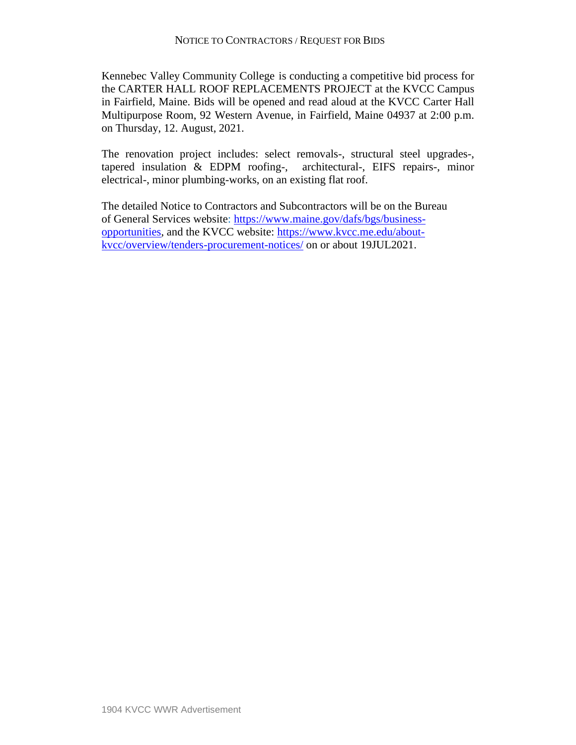NOTICE TO CONTRACTORS / REQUEST FOR BIDS

Kennebec Valley Community College is conducting a competitive bid process for the CARTER HALL ROOF REPLACEMENTS PROJECT at the KVCC Campus in Fairfield, Maine. Bids will be opened and read aloud at the KVCC Carter Hall Multipurpose Room, 92 Western Avenue, in Fairfield, Maine 04937 at 2:00 p.m. on Thursday, 12. August, 2021.

The renovation project includes: select removals-, structural steel upgrades-, tapered insulation & EDPM roofing-, architectural-, EIFS repairs-, minor electrical-, minor plumbing-works, on an existing flat roof.

The detailed Notice to Contractors and Subcontractors will be on the Bureau of General Services website: [https://www.maine.gov/dafs/bgs/business-opportunities](https://www.maine.gov/dafs/bgs/business-opportunities), and the KVCC website: [https://www.kvcc.me.edu/about-kvcc/overview/tenders-procurement-notices/](https://www.kvcc.me.edu/about-kvcc/overview/tenders-procurement-notices/) on or about 19JUL2021.

1904 KVCC WWR Advertisement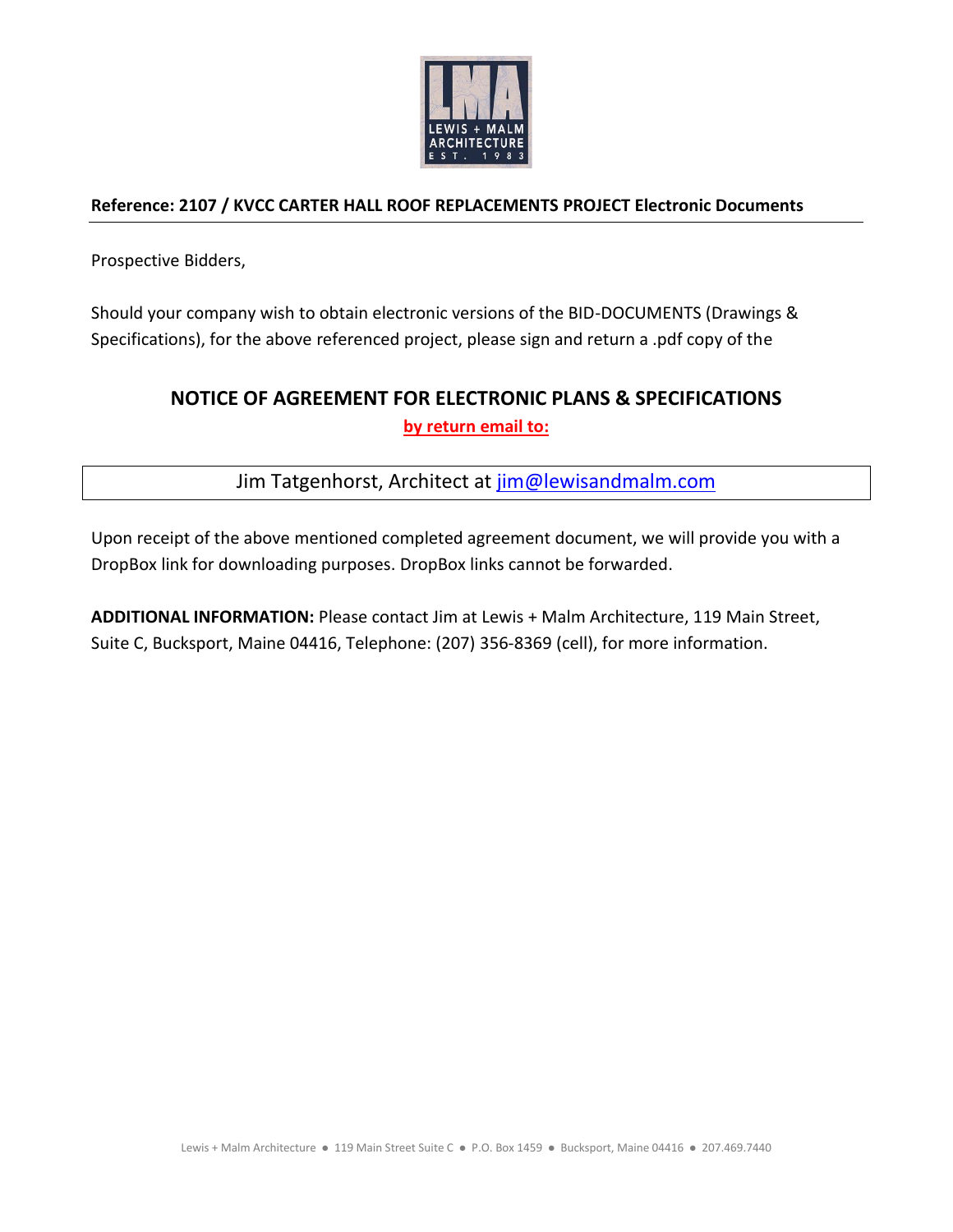**Reference: 2107 / KVCC CARTER HALL ROOF REPLACEMENTS PROJECT Electronic Documents**

Prospective Bidders,

Should your company wish to obtain electronic versions of the BID-DOCUMENTS (Drawings & Specifications), for the above referenced project, please sign and return a .pdf copy of the

## NOTICE OF AGREEMENT FOR ELECTRONIC PLANS & SPECIFICATIONS

**by return email to:**

Jim Tatgenhorst, Architect at jim@lewisandmalm.com

Upon receipt of the above mentioned completed agreement document, we will provide you with a DropBox link for downloading purposes. DropBox links cannot be forwarded.

**ADDITIONAL INFORMATION:** Please contact Jim at Lewis + Malm Architecture, 119 Main Street, Suite C, Bucksport, Maine 04416, Telephone: (207) 356-8369 (cell), for more information.

Lewis + Malm Architecture ● 119 Main Street Suite C ● P.O. Box 1459 ● Bucksport, Maine 04416 ● 207.469.7440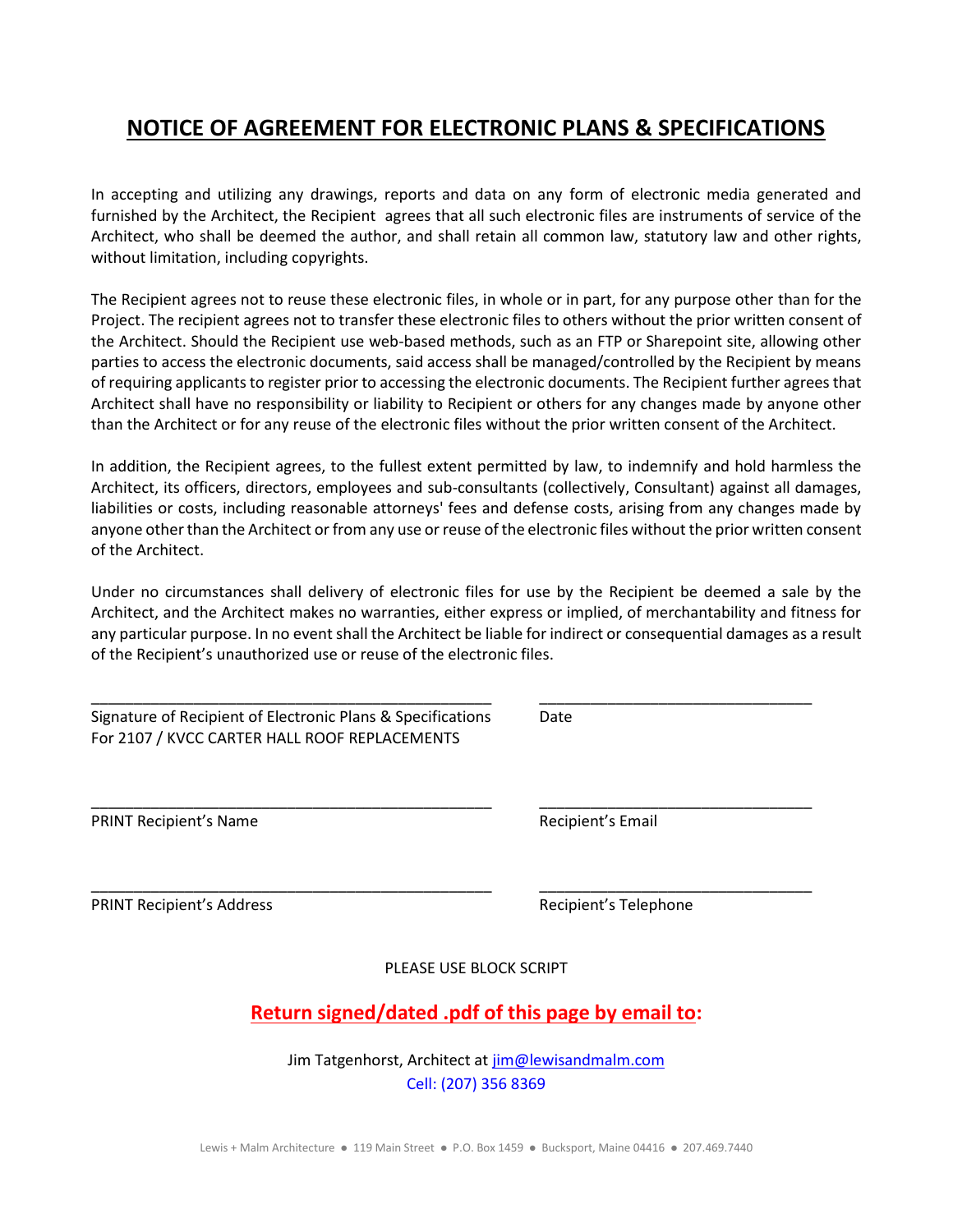# NOTICE OF AGREEMENT FOR ELECTRONIC PLANS & SPECIFICATIONS

In accepting and utilizing any drawings, reports and data on any form of electronic media generated and furnished by the Architect, the Recipient agrees that all such electronic files are instruments of service of the Architect, who shall be deemed the author, and shall retain all common law, statutory law and other rights, without limitation, including copyrights.

The Recipient agrees not to reuse these electronic files, in whole or in part, for any purpose other than for the Project. The recipient agrees not to transfer these electronic files to others without the prior written consent of the Architect. Should the Recipient use web-based methods, such as an FTP or Sharepoint site, allowing other parties to access the electronic documents, said access shall be managed/controlled by the Recipient by means of requiring applicants to register prior to accessing the electronic documents. The Recipient further agrees that Architect shall have no responsibility or liability to Recipient or others for any changes made by anyone other than the Architect or for any reuse of the electronic files without the prior written consent of the Architect.

In addition, the Recipient agrees, to the fullest extent permitted by law, to indemnify and hold harmless the Architect, its officers, directors, employees and sub-consultants (collectively, Consultant) against all damages, liabilities or costs, including reasonable attorneys' fees and defense costs, arising from any changes made by anyone other than the Architect or from any use or reuse of the electronic files without the prior written consent of the Architect.

Under no circumstances shall delivery of electronic files for use by the Recipient be deemed a sale by the Architect, and the Architect makes no warranties, either express or implied, of merchantability and fitness for any particular purpose. In no event shall the Architect be liable for indirect or consequential damages as a result of the Recipient's unauthorized use or reuse of the electronic files.

______________________________________________ ______________________________

Signature of Recipient of Electronic Plans & Specifications For 2107 / KVCC CARTER HALL ROOF REPLACEMENTS — Date

______________________________________________ ______________________________

PRINT Recipient's Name — Recipient's Email

______________________________________________ ______________________________

PRINT Recipient's Address — Recipient's Telephone

PLEASE USE BLOCK SCRIPT

**Return signed/dated .pdf of this page by email to:**

Jim Tatgenhorst, Architect at jim@lewisandmalm.com

Cell: (207) 356 8369

Lewis + Malm Architecture ● 119 Main Street ● P.O. Box 1459 ● Bucksport, Maine 04416 ● 207.469.7440